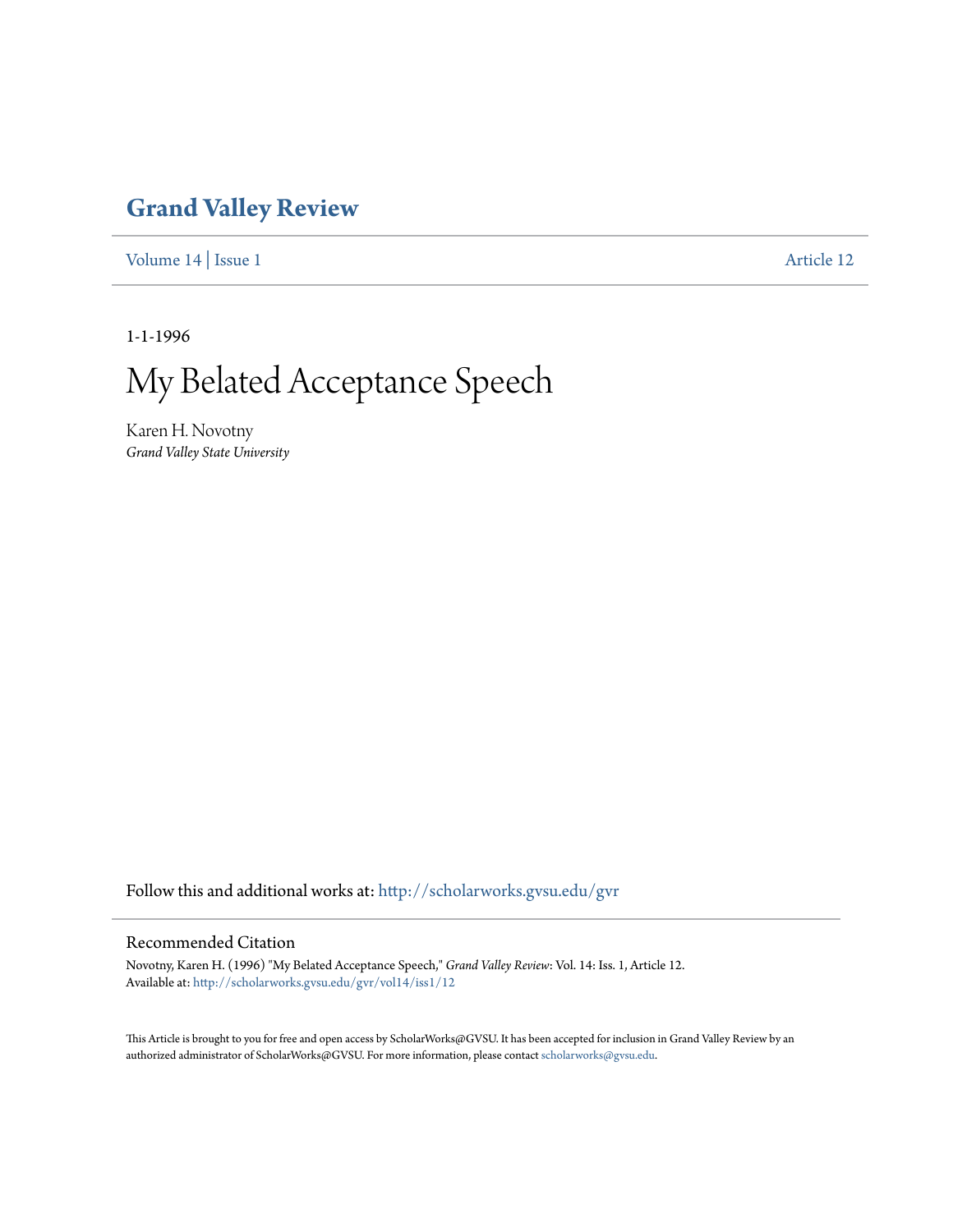# Grand Valley Review

Volume 14 | Issue 1 Article 12

1-1-1996

# My Belated Acceptance Speech

Karen H. Novotny
*Grand Valley State University*

Follow this and additional works at: http://scholarworks.gvsu.edu/gvr

## Recommended Citation

Novotny, Karen H. (1996) "My Belated Acceptance Speech," *Grand Valley Review*: Vol. 14: Iss. 1, Article 12.
Available at: http://scholarworks.gvsu.edu/gvr/vol14/iss1/12

This Article is brought to you for free and open access by ScholarWorks@GVSU. It has been accepted for inclusion in Grand Valley Review by an authorized administrator of ScholarWorks@GVSU. For more information, please contact scholarworks@gvsu.edu.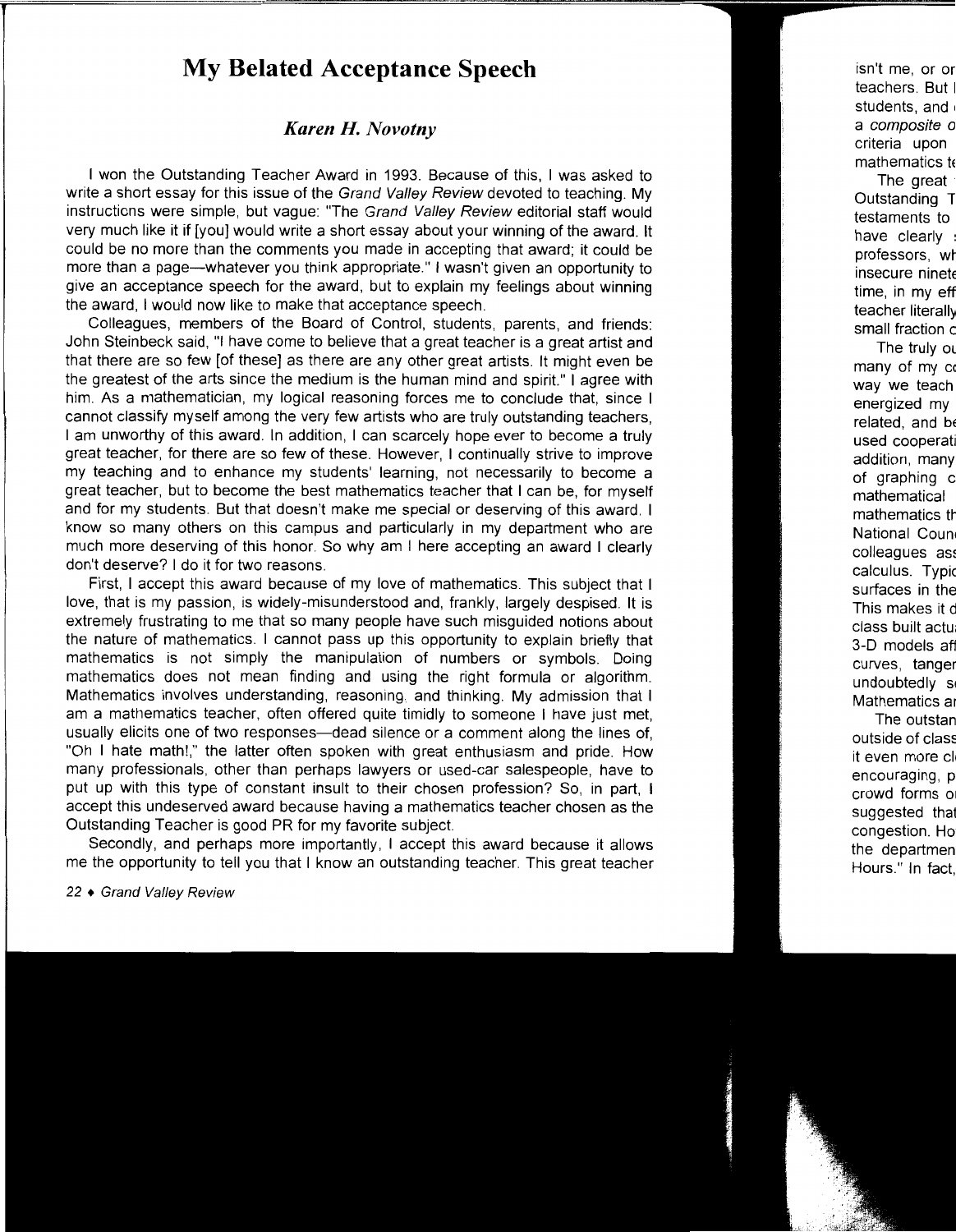# My Belated Acceptance Speech

## *Karen H. Novotny*

I won the Outstanding Teacher Award in 1993. Because of this, I was asked to write a short essay for this issue of the *Grand Valley Review* devoted to teaching. My instructions were simple, but vague: "The *Grand Valley Review* editorial staff would very much like it if [you] would write a short essay about your winning of the award. It could be no more than the comments you made in accepting that award; it could be more than a page—whatever you think appropriate." I wasn't given an opportunity to give an acceptance speech for the award, but to explain my feelings about winning the award, I would now like to make that acceptance speech.

Colleagues, members of the Board of Control, students, parents, and friends: John Steinbeck said, "I have come to believe that a great teacher is a great artist and that there are so few [of these] as there are any other great artists. It might even be the greatest of the arts since the medium is the human mind and spirit." I agree with him. As a mathematician, my logical reasoning forces me to conclude that, since I cannot classify myself among the very few artists who are truly outstanding teachers, I am unworthy of this award. In addition, I can scarcely hope ever to become a truly great teacher, for there are so few of these. However, I continually strive to improve my teaching and to enhance my students' learning, not necessarily to become a great teacher, but to become the best mathematics teacher that I can be, for myself and for my students. But that doesn't make me special or deserving of this award. I know so many others on this campus and particularly in my department who are much more deserving of this honor. So why am I here accepting an award I clearly don't deserve? I do it for two reasons.

First, I accept this award because of my love of mathematics. This subject that I love, that is my passion, is widely-misunderstood and, frankly, largely despised. It is extremely frustrating to me that so many people have such misguided notions about the nature of mathematics. I cannot pass up this opportunity to explain briefly that mathematics is not simply the manipulation of numbers or symbols. Doing mathematics does not mean finding and using the right formula or algorithm. Mathematics involves understanding, reasoning, and thinking. My admission that I am a mathematics teacher, often offered quite timidly to someone I have just met, usually elicits one of two responses—dead silence or a comment along the lines of, "Oh I hate math!," the latter often spoken with great enthusiasm and pride. How many professionals, other than perhaps lawyers or used-car salespeople, have to put up with this type of constant insult to their chosen profession? So, in part, I accept this undeserved award because having a mathematics teacher chosen as the Outstanding Teacher is good PR for my favorite subject.

Secondly, and perhaps more importantly, I accept this award because it allows me the opportunity to tell you that I know an outstanding teacher. This great teacher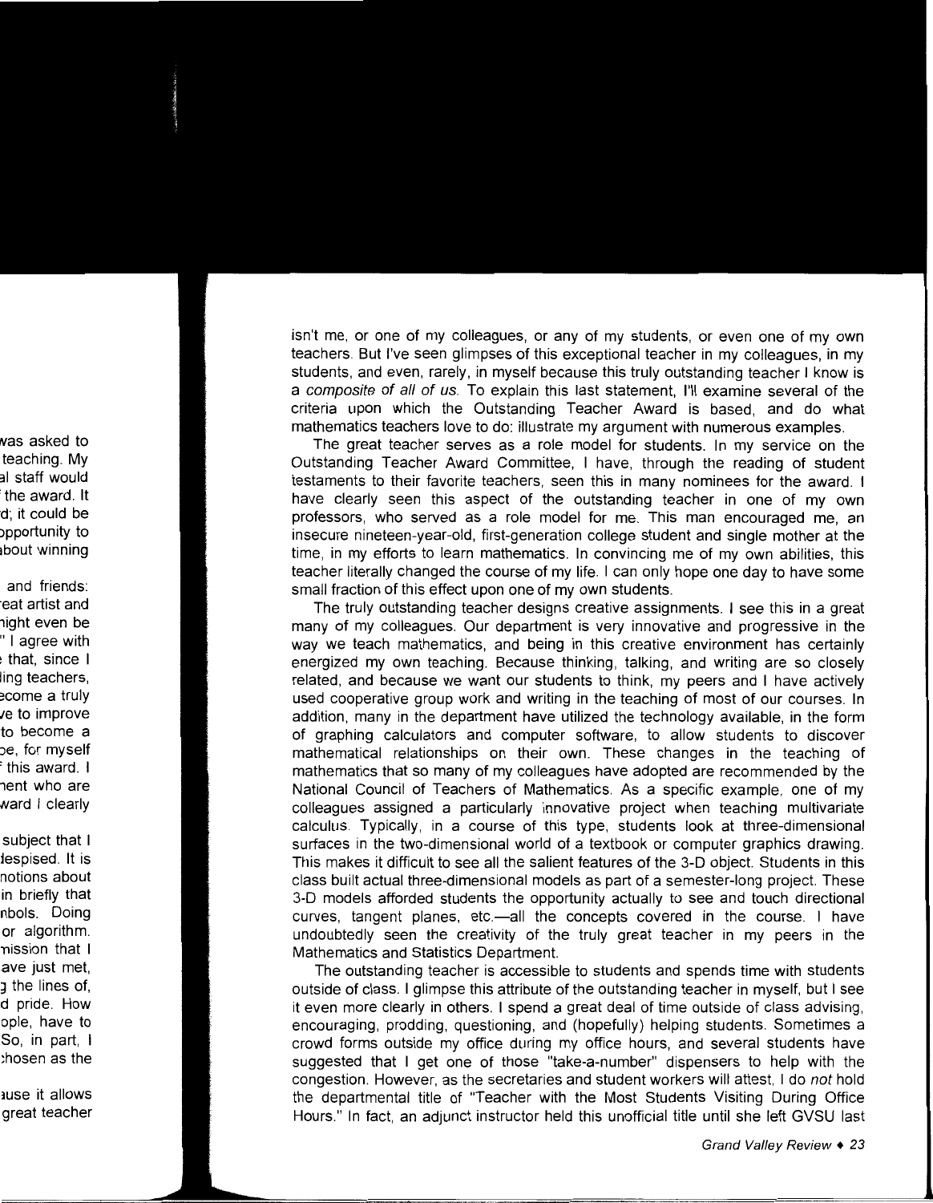isn't me, or one of my colleagues, or any of my students, or even one of my own teachers. But I've seen glimpses of this exceptional teacher in my colleagues, in my students, and even, rarely, in myself because this truly outstanding teacher I know is a *composite of all of us.* To explain this last statement, I'll examine several of the criteria upon which the Outstanding Teacher Award is based, and do what mathematics teachers love to do: illustrate my argument with numerous examples.

The great teacher serves as a role model for students. In my service on the Outstanding Teacher Award Committee, I have, through the reading of student testaments to their favorite teachers, seen this in many nominees for the award. I have clearly seen this aspect of the outstanding teacher in one of my own professors, who served as a role model for me. This man encouraged me, an insecure nineteen-year-old, first-generation college student and single mother at the time, in my efforts to learn mathematics. In convincing me of my own abilities, this teacher literally changed the course of my life. I can only hope one day to have some small fraction of this effect upon one of my own students.

The truly outstanding teacher designs creative assignments. I see this in a great many of my colleagues. Our department is very innovative and progressive in the way we teach mathematics, and being in this creative environment has certainly energized my own teaching. Because thinking, talking, and writing are so closely related, and because we want our students to think, my peers and I have actively used cooperative group work and writing in the teaching of most of our courses. In addition, many in the department have utilized the technology available, in the form of graphing calculators and computer software, to allow students to discover mathematical relationships on their own. These changes in the teaching of mathematics that so many of my colleagues have adopted are recommended by the National Council of Teachers of Mathematics. As a specific example, one of my colleagues assigned a particularly innovative project when teaching multivariate calculus. Typically, in a course of this type, students look at three-dimensional surfaces in the two-dimensional world of a textbook or computer graphics drawing. This makes it difficult to see all the salient features of the 3-D object. Students in this class built actual three-dimensional models as part of a semester-long project. These 3-D models afforded students the opportunity actually to see and touch directional curves, tangent planes, etc.—all the concepts covered in the course. I have undoubtedly seen the creativity of the truly great teacher in my peers in the Mathematics and Statistics Department.

The outstanding teacher is accessible to students and spends time with students outside of class. I glimpse this attribute of the outstanding teacher in myself, but I see it even more clearly in others. I spend a great deal of time outside of class advising, encouraging, prodding, questioning, and (hopefully) helping students. Sometimes a crowd forms outside my office during my office hours, and several students have suggested that I get one of those "take-a-number" dispensers to help with the congestion. However, as the secretaries and student workers will attest, I do *not* hold the departmental title of "Teacher with the Most Students Visiting During Office Hours." In fact, an adjunct instructor held this unofficial title until she left GVSU last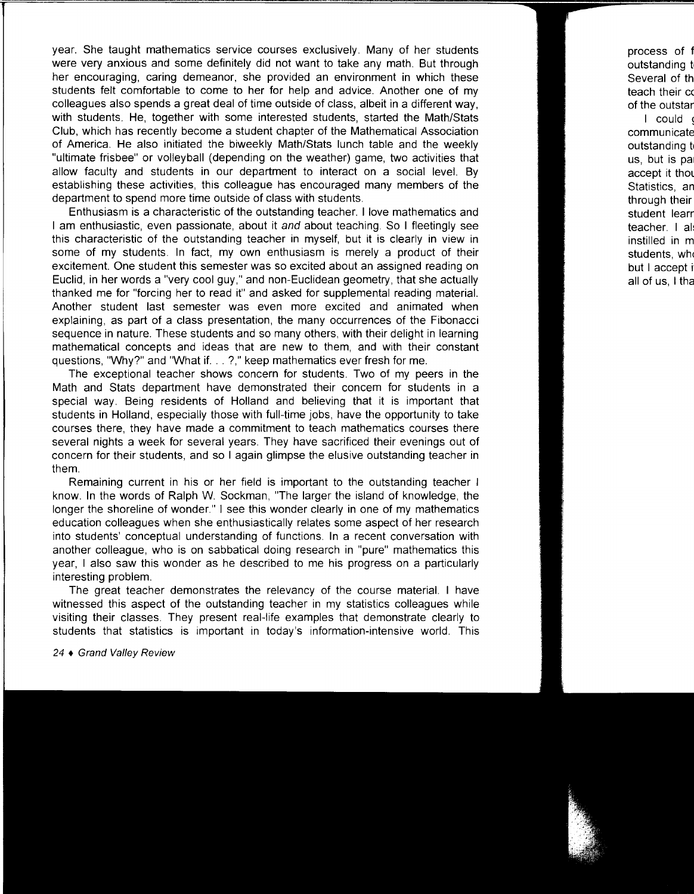year. She taught mathematics service courses exclusively. Many of her students were very anxious and some definitely did not want to take any math. But through her encouraging, caring demeanor, she provided an environment in which these students felt comfortable to come to her for help and advice. Another one of my colleagues also spends a great deal of time outside of class, albeit in a different way, with students. He, together with some interested students, started the Math/Stats Club, which has recently become a student chapter of the Mathematical Association of America. He also initiated the biweekly Math/Stats lunch table and the weekly "ultimate frisbee" or volleyball (depending on the weather) game, two activities that allow faculty and students in our department to interact on a social level. By establishing these activities, this colleague has encouraged many members of the department to spend more time outside of class with students.

Enthusiasm is a characteristic of the outstanding teacher. I love mathematics and I am enthusiastic, even passionate, about it *and* about teaching. So I fleetingly see this characteristic of the outstanding teacher in myself, but it is clearly in view in some of my students. In fact, my own enthusiasm is merely a product of their excitement. One student this semester was so excited about an assigned reading on Euclid, in her words a "very cool guy," and non-Euclidean geometry, that she actually thanked me for "forcing her to read it" and asked for supplemental reading material. Another student last semester was even more excited and animated when explaining, as part of a class presentation, the many occurrences of the Fibonacci sequence in nature. These students and so many others, with their delight in learning mathematical concepts and ideas that are new to them, and with their constant questions, "Why?" and "What if. . . ?," keep mathematics ever fresh for me.

The exceptional teacher shows concern for students. Two of my peers in the Math and Stats department have demonstrated their concern for students in a special way. Being residents of Holland and believing that it is important that students in Holland, especially those with full-time jobs, have the opportunity to take courses there, they have made a commitment to teach mathematics courses there several nights a week for several years. They have sacrificed their evenings out of concern for their students, and so I again glimpse the elusive outstanding teacher in them.

Remaining current in his or her field is important to the outstanding teacher I know. In the words of Ralph W. Sockman, "The larger the island of knowledge, the longer the shoreline of wonder." I see this wonder clearly in one of my mathematics education colleagues when she enthusiastically relates some aspect of her research into students' conceptual understanding of functions. In a recent conversation with another colleague, who is on sabbatical doing research in "pure" mathematics this year, I also saw this wonder as he described to me his progress on a particularly interesting problem.

The great teacher demonstrates the relevancy of the course material. I have witnessed this aspect of the outstanding teacher in my statistics colleagues while visiting their classes. They present real-life examples that demonstrate clearly to students that statistics is important in today's information-intensive world. This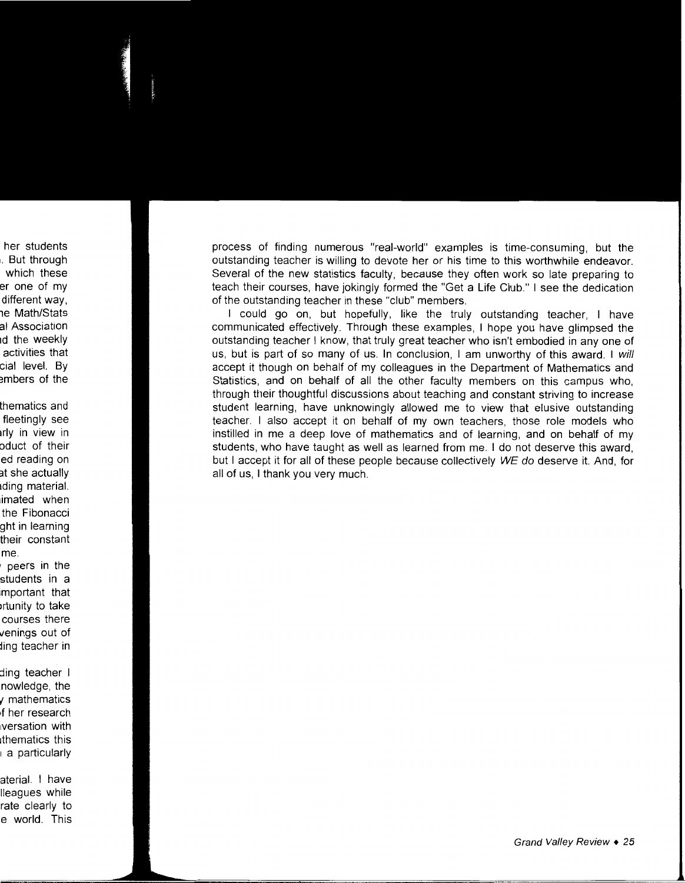process of finding numerous "real-world" examples is time-consuming, but the outstanding teacher is willing to devote her or his time to this worthwhile endeavor. Several of the new statistics faculty, because they often work so late preparing to teach their courses, have jokingly formed the "Get a Life Club." I see the dedication of the outstanding teacher in these "club" members.

I could go on, but hopefully, like the truly outstanding teacher, I have communicated effectively. Through these examples, I hope you have glimpsed the outstanding teacher I know, that truly great teacher who isn't embodied in any one of us, but is part of so many of us. In conclusion, I am unworthy of this award. I *will* accept it though on behalf of my colleagues in the Department of Mathematics and Statistics, and on behalf of all the other faculty members on this campus who, through their thoughtful discussions about teaching and constant striving to increase student learning, have unknowingly allowed me to view that elusive outstanding teacher. I also accept it on behalf of my own teachers, those role models who instilled in me a deep love of mathematics and of learning, and on behalf of my students, who have taught as well as learned from me. I do not deserve this award, but I accept it for all of these people because collectively *WE do* deserve it. And, for all of us, I thank you very much.